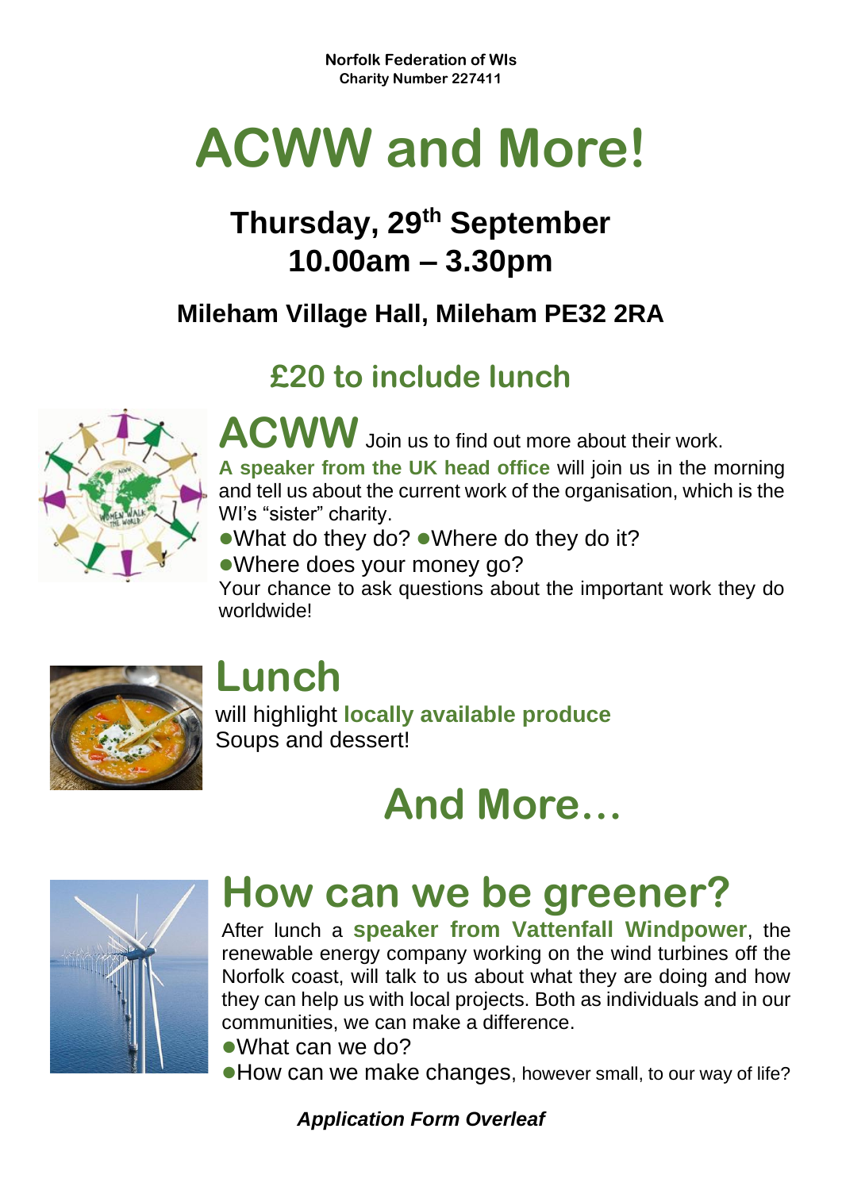**Norfolk Federation of WIs**
**Charity Number 227411**

# ACWW and More!

## Thursday, 29th September
## 10.00am – 3.30pm

### Mileham Village Hall, Mileham PE32 2RA

### £20 to include lunch

## ACWW

Join us to find out more about their work.

**A speaker from the UK head office** will join us in the morning and tell us about the current work of the organisation, which is the WI's "sister" charity.

- What do they do?
- Where do they do it?
- Where does your money go?

Your chance to ask questions about the important work they do worldwide!

## Lunch

will highlight **locally available produce**
Soups and dessert!

## And More…

## How can we be greener?

After lunch a **speaker from Vattenfall Windpower**, the renewable energy company working on the wind turbines off the Norfolk coast, will talk to us about what they are doing and how they can help us with local projects. Both as individuals and in our communities, we can make a difference.

- What can we do?
- How can we make changes, however small, to our way of life?

***Application Form Overleaf***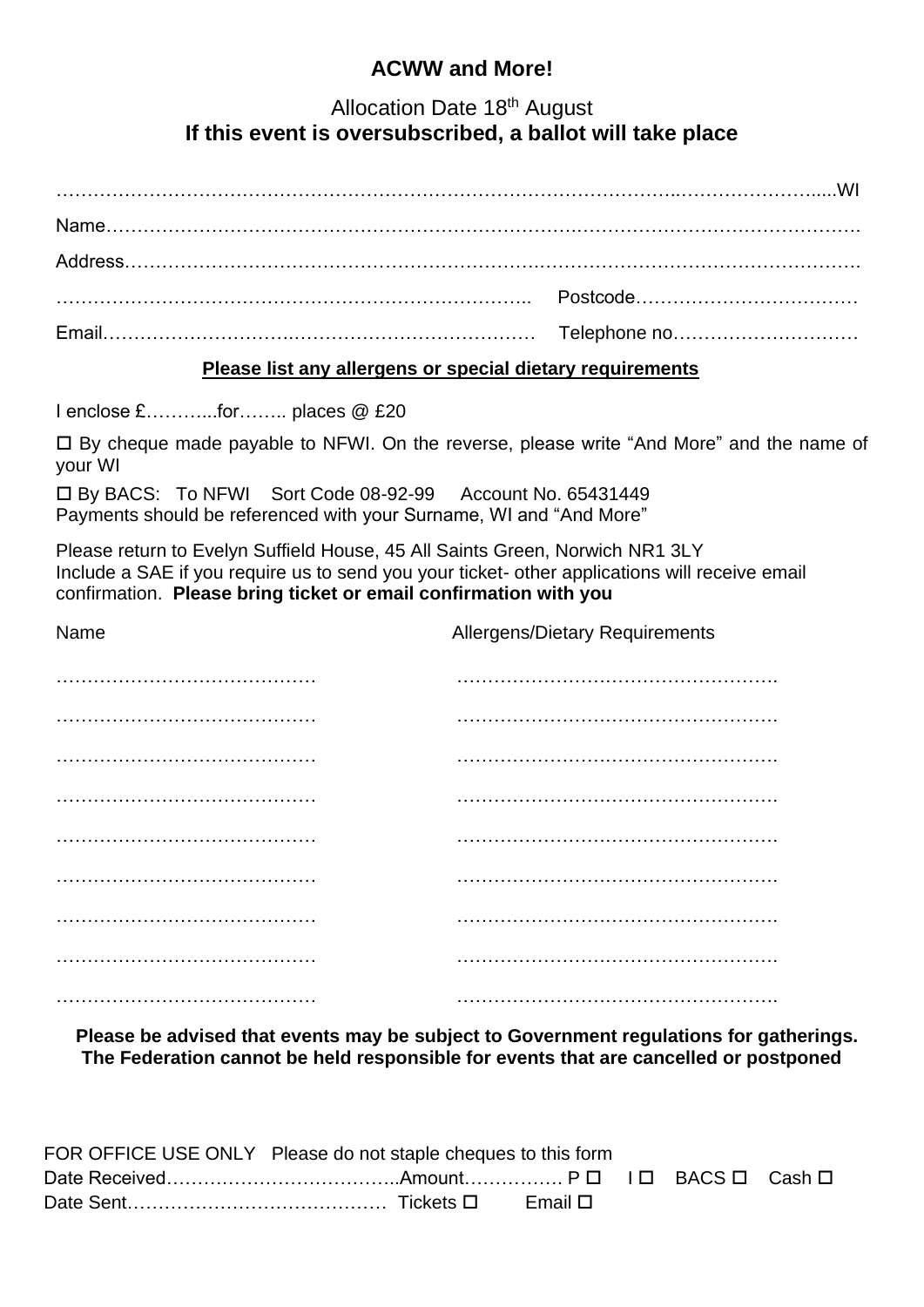## ACWW and More!

Allocation Date 18th August

**If this event is oversubscribed, a ballot will take place**

……………………………………………………………………………………………………………………WI

Name……………………………………………………………………………………………………………

Address…………………………………………………………………………………………………………

…………………………………………………………………….. Postcode………………………………

Email……………………………………………………………… Telephone no…………………………

**Please list any allergens or special dietary requirements**

I enclose £………...for…….. places @ £20

☐ By cheque made payable to NFWI. On the reverse, please write "And More" and the name of your WI

☐ By BACS: To NFWI Sort Code 08-92-99 Account No. 65431449
Payments should be referenced with your Surname, WI and "And More"

Please return to Evelyn Suffield House, 45 All Saints Green, Norwich NR1 3LY
Include a SAE if you require us to send you your ticket- other applications will receive email confirmation. **Please bring ticket or email confirmation with you**

| Name | Allergens/Dietary Requirements |
| --- | --- |
| …………………………………… | ……………………………………………. |
| …………………………………… | ……………………………………………. |
| …………………………………… | ……………………………………………. |
| …………………………………… | ……………………………………………. |
| …………………………………… | ……………………………………………. |
| …………………………………… | ……………………………………………. |
| …………………………………… | ……………………………………………. |
| …………………………………… | ……………………………………………. |
| …………………………………… | ……………………………………………. |

**Please be advised that events may be subject to Government regulations for gatherings. The Federation cannot be held responsible for events that are cancelled or postponed**

FOR OFFICE USE ONLY Please do not staple cheques to this form
Date Received………………………………..Amount……………. P ☐ I ☐ BACS ☐ Cash ☐
Date Sent…………………………………… Tickets ☐ Email ☐